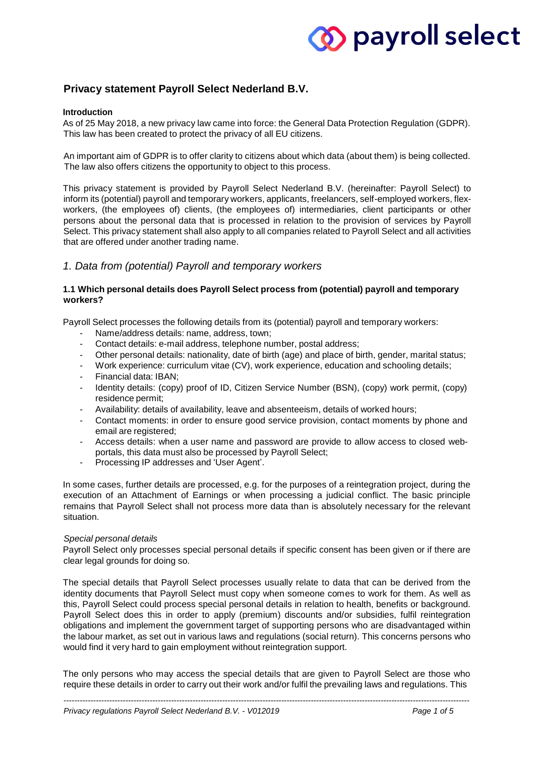# Privacy statement Payroll Select Nederland B.V.

**Introduction**

As of 25 May 2018, a new privacy law came into force: the General Data Protection Regulation (GDPR). This law has been created to protect the privacy of all EU citizens.

An important aim of GDPR is to offer clarity to citizens about which data (about them) is being collected. The law also offers citizens the opportunity to object to this process.

This privacy statement is provided by Payroll Select Nederland B.V. (hereinafter: Payroll Select) to inform its (potential) payroll and temporary workers, applicants, freelancers, self-employed workers, flex-workers, (the employees of) clients, (the employees of) intermediaries, client participants or other persons about the personal data that is processed in relation to the provision of services by Payroll Select. This privacy statement shall also apply to all companies related to Payroll Select and all activities that are offered under another trading name.

## *1. Data from (potential) Payroll and temporary workers*

### 1.1 Which personal details does Payroll Select process from (potential) payroll and temporary workers?

Payroll Select processes the following details from its (potential) payroll and temporary workers:

- Name/address details: name, address, town;
- Contact details: e-mail address, telephone number, postal address;
- Other personal details: nationality, date of birth (age) and place of birth, gender, marital status;
- Work experience: curriculum vitae (CV), work experience, education and schooling details;
- Financial data: IBAN;
- Identity details: (copy) proof of ID, Citizen Service Number (BSN), (copy) work permit, (copy) residence permit;
- Availability: details of availability, leave and absenteeism, details of worked hours;
- Contact moments: in order to ensure good service provision, contact moments by phone and email are registered;
- Access details: when a user name and password are provide to allow access to closed web-portals, this data must also be processed by Payroll Select;
- Processing IP addresses and 'User Agent'.

In some cases, further details are processed, e.g. for the purposes of a reintegration project, during the execution of an Attachment of Earnings or when processing a judicial conflict. The basic principle remains that Payroll Select shall not process more data than is absolutely necessary for the relevant situation.

*Special personal details*

Payroll Select only processes special personal details if specific consent has been given or if there are clear legal grounds for doing so.

The special details that Payroll Select processes usually relate to data that can be derived from the identity documents that Payroll Select must copy when someone comes to work for them. As well as this, Payroll Select could process special personal details in relation to health, benefits or background. Payroll Select does this in order to apply (premium) discounts and/or subsidies, fulfil reintegration obligations and implement the government target of supporting persons who are disadvantaged within the labour market, as set out in various laws and regulations (social return). This concerns persons who would find it very hard to gain employment without reintegration support.

The only persons who may access the special details that are given to Payroll Select are those who require these details in order to carry out their work and/or fulfil the prevailing laws and regulations. This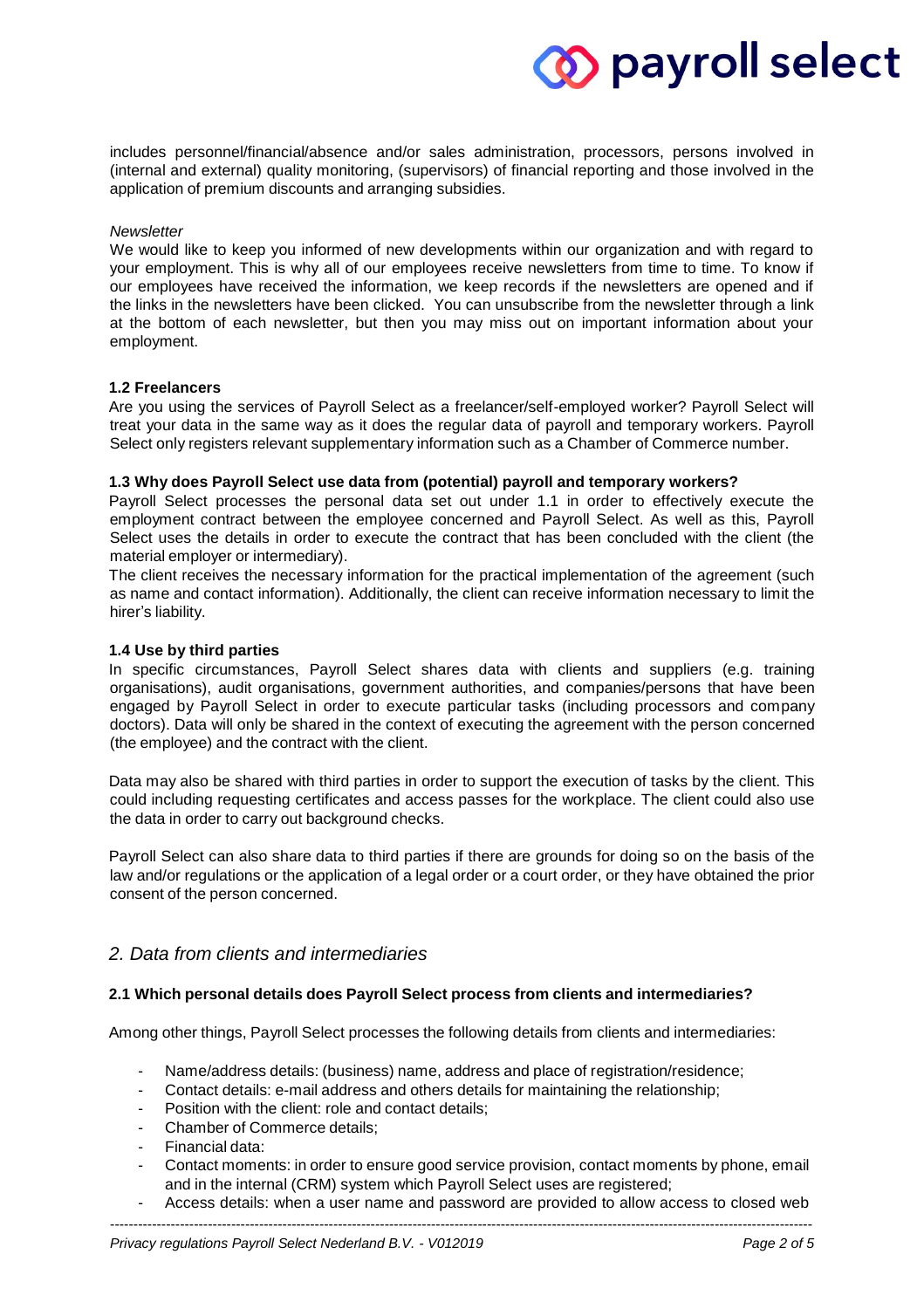includes personnel/financial/absence and/or sales administration, processors, persons involved in (internal and external) quality monitoring, (supervisors) of financial reporting and those involved in the application of premium discounts and arranging subsidies.

*Newsletter*

We would like to keep you informed of new developments within our organization and with regard to your employment. This is why all of our employees receive newsletters from time to time. To know if our employees have received the information, we keep records if the newsletters are opened and if the links in the newsletters have been clicked. You can unsubscribe from the newsletter through a link at the bottom of each newsletter, but then you may miss out on important information about your employment.

**1.2 Freelancers**

Are you using the services of Payroll Select as a freelancer/self-employed worker? Payroll Select will treat your data in the same way as it does the regular data of payroll and temporary workers. Payroll Select only registers relevant supplementary information such as a Chamber of Commerce number.

**1.3 Why does Payroll Select use data from (potential) payroll and temporary workers?**

Payroll Select processes the personal data set out under 1.1 in order to effectively execute the employment contract between the employee concerned and Payroll Select. As well as this, Payroll Select uses the details in order to execute the contract that has been concluded with the client (the material employer or intermediary).

The client receives the necessary information for the practical implementation of the agreement (such as name and contact information). Additionally, the client can receive information necessary to limit the hirer's liability.

**1.4 Use by third parties**

In specific circumstances, Payroll Select shares data with clients and suppliers (e.g. training organisations), audit organisations, government authorities, and companies/persons that have been engaged by Payroll Select in order to execute particular tasks (including processors and company doctors). Data will only be shared in the context of executing the agreement with the person concerned (the employee) and the contract with the client.

Data may also be shared with third parties in order to support the execution of tasks by the client. This could including requesting certificates and access passes for the workplace. The client could also use the data in order to carry out background checks.

Payroll Select can also share data to third parties if there are grounds for doing so on the basis of the law and/or regulations or the application of a legal order or a court order, or they have obtained the prior consent of the person concerned.

## *2. Data from clients and intermediaries*

**2.1 Which personal details does Payroll Select process from clients and intermediaries?**

Among other things, Payroll Select processes the following details from clients and intermediaries:

- Name/address details: (business) name, address and place of registration/residence;
- Contact details: e-mail address and others details for maintaining the relationship;
- Position with the client: role and contact details;
- Chamber of Commerce details;
- Financial data:
- Contact moments: in order to ensure good service provision, contact moments by phone, email and in the internal (CRM) system which Payroll Select uses are registered;
- Access details: when a user name and password are provided to allow access to closed web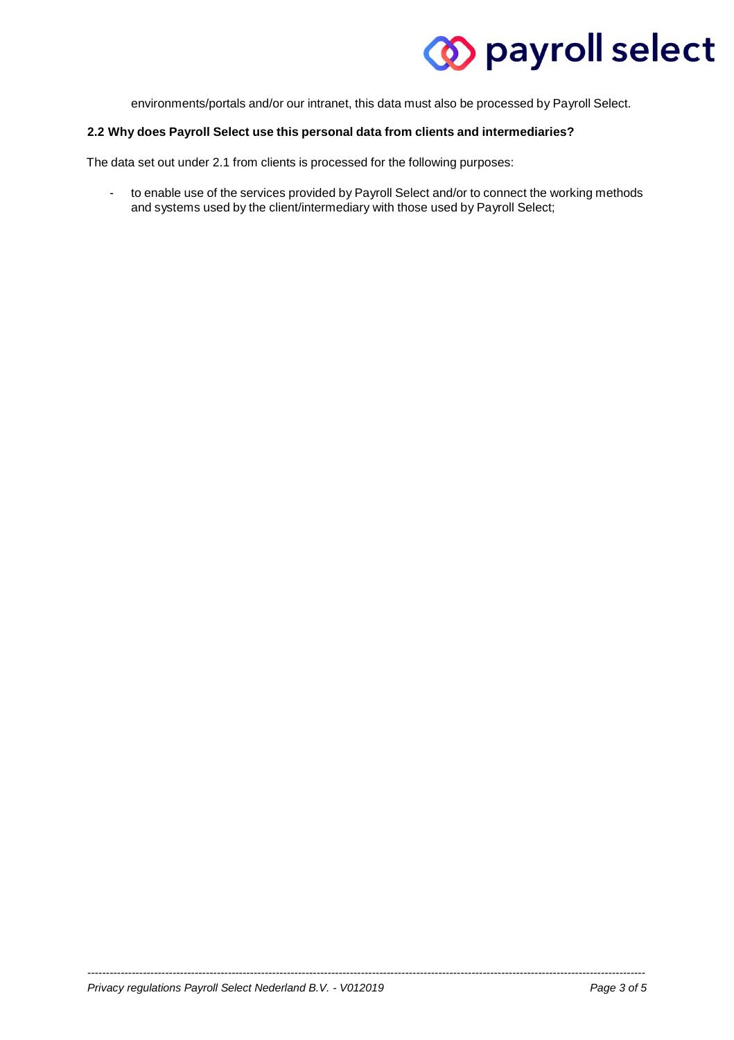environments/portals and/or our intranet, this data must also be processed by Payroll Select.

### 2.2 Why does Payroll Select use this personal data from clients and intermediaries?

The data set out under 2.1 from clients is processed for the following purposes:

- to enable use of the services provided by Payroll Select and/or to connect the working methods and systems used by the client/intermediary with those used by Payroll Select;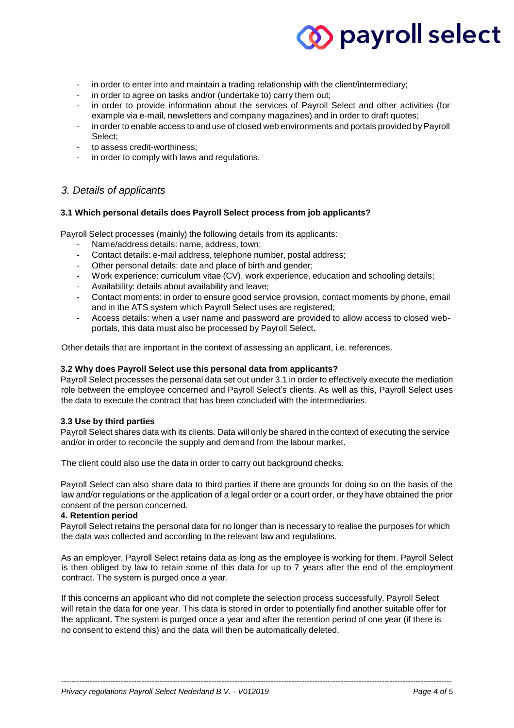- in order to enter into and maintain a trading relationship with the client/intermediary;
- in order to agree on tasks and/or (undertake to) carry them out;
- in order to provide information about the services of Payroll Select and other activities (for example via e-mail, newsletters and company magazines) and in order to draft quotes;
- in order to enable access to and use of closed web environments and portals provided by Payroll Select;
- to assess credit-worthiness;
- in order to comply with laws and regulations.

## *3. Details of applicants*

### 3.1 Which personal details does Payroll Select process from job applicants?

Payroll Select processes (mainly) the following details from its applicants:

- Name/address details: name, address, town;
- Contact details: e-mail address, telephone number, postal address;
- Other personal details: date and place of birth and gender;
- Work experience: curriculum vitae (CV), work experience, education and schooling details;
- Availability: details about availability and leave;
- Contact moments: in order to ensure good service provision, contact moments by phone, email and in the ATS system which Payroll Select uses are registered;
- Access details: when a user name and password are provided to allow access to closed web-portals, this data must also be processed by Payroll Select.

Other details that are important in the context of assessing an applicant, i.e. references.

### 3.2 Why does Payroll Select use this personal data from applicants?

Payroll Select processes the personal data set out under 3.1 in order to effectively execute the mediation role between the employee concerned and Payroll Select's clients. As well as this, Payroll Select uses the data to execute the contract that has been concluded with the intermediaries.

### 3.3 Use by third parties

Payroll Select shares data with its clients. Data will only be shared in the context of executing the service and/or in order to reconcile the supply and demand from the labour market.

The client could also use the data in order to carry out background checks.

Payroll Select can also share data to third parties if there are grounds for doing so on the basis of the law and/or regulations or the application of a legal order or a court order, or they have obtained the prior consent of the person concerned.

### 4. Retention period

Payroll Select retains the personal data for no longer than is necessary to realise the purposes for which the data was collected and according to the relevant law and regulations.

As an employer, Payroll Select retains data as long as the employee is working for them. Payroll Select is then obliged by law to retain some of this data for up to 7 years after the end of the employment contract. The system is purged once a year.

If this concerns an applicant who did not complete the selection process successfully, Payroll Select will retain the data for one year. This data is stored in order to potentially find another suitable offer for the applicant. The system is purged once a year and after the retention period of one year (if there is no consent to extend this) and the data will then be automatically deleted.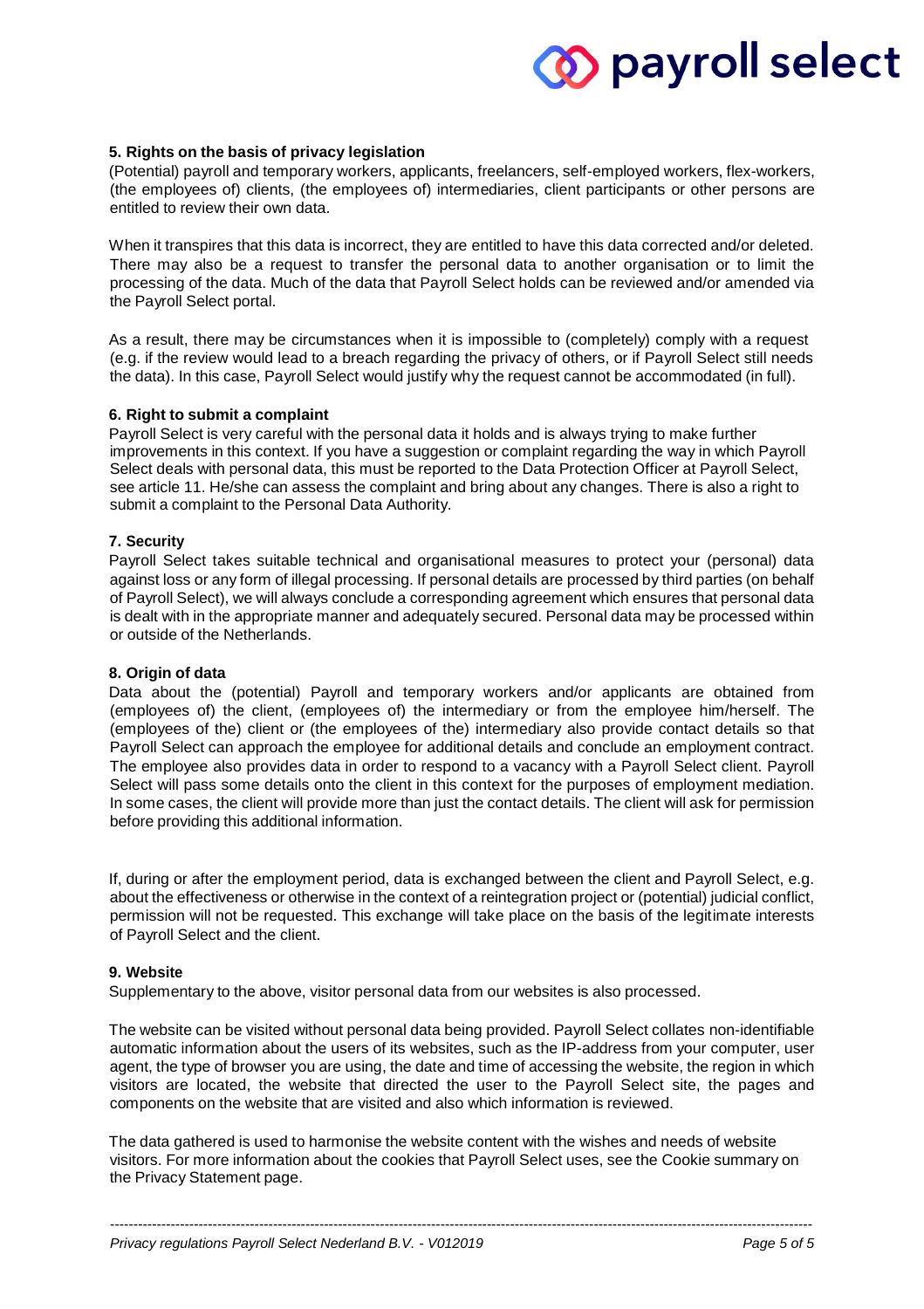#### 5. Rights on the basis of privacy legislation

(Potential) payroll and temporary workers, applicants, freelancers, self-employed workers, flex-workers, (the employees of) clients, (the employees of) intermediaries, client participants or other persons are entitled to review their own data.

When it transpires that this data is incorrect, they are entitled to have this data corrected and/or deleted. There may also be a request to transfer the personal data to another organisation or to limit the processing of the data. Much of the data that Payroll Select holds can be reviewed and/or amended via the Payroll Select portal.

As a result, there may be circumstances when it is impossible to (completely) comply with a request (e.g. if the review would lead to a breach regarding the privacy of others, or if Payroll Select still needs the data). In this case, Payroll Select would justify why the request cannot be accommodated (in full).

#### 6. Right to submit a complaint

Payroll Select is very careful with the personal data it holds and is always trying to make further improvements in this context. If you have a suggestion or complaint regarding the way in which Payroll Select deals with personal data, this must be reported to the Data Protection Officer at Payroll Select, see article 11. He/she can assess the complaint and bring about any changes. There is also a right to submit a complaint to the Personal Data Authority.

#### 7. Security

Payroll Select takes suitable technical and organisational measures to protect your (personal) data against loss or any form of illegal processing. If personal details are processed by third parties (on behalf of Payroll Select), we will always conclude a corresponding agreement which ensures that personal data is dealt with in the appropriate manner and adequately secured. Personal data may be processed within or outside of the Netherlands.

#### 8. Origin of data

Data about the (potential) Payroll and temporary workers and/or applicants are obtained from (employees of) the client, (employees of) the intermediary or from the employee him/herself. The (employees of the) client or (the employees of the) intermediary also provide contact details so that Payroll Select can approach the employee for additional details and conclude an employment contract. The employee also provides data in order to respond to a vacancy with a Payroll Select client. Payroll Select will pass some details onto the client in this context for the purposes of employment mediation. In some cases, the client will provide more than just the contact details. The client will ask for permission before providing this additional information.

If, during or after the employment period, data is exchanged between the client and Payroll Select, e.g. about the effectiveness or otherwise in the context of a reintegration project or (potential) judicial conflict, permission will not be requested. This exchange will take place on the basis of the legitimate interests of Payroll Select and the client.

#### 9. Website

Supplementary to the above, visitor personal data from our websites is also processed.

The website can be visited without personal data being provided. Payroll Select collates non-identifiable automatic information about the users of its websites, such as the IP-address from your computer, user agent, the type of browser you are using, the date and time of accessing the website, the region in which visitors are located, the website that directed the user to the Payroll Select site, the pages and components on the website that are visited and also which information is reviewed.

The data gathered is used to harmonise the website content with the wishes and needs of website visitors. For more information about the cookies that Payroll Select uses, see the Cookie summary on the Privacy Statement page.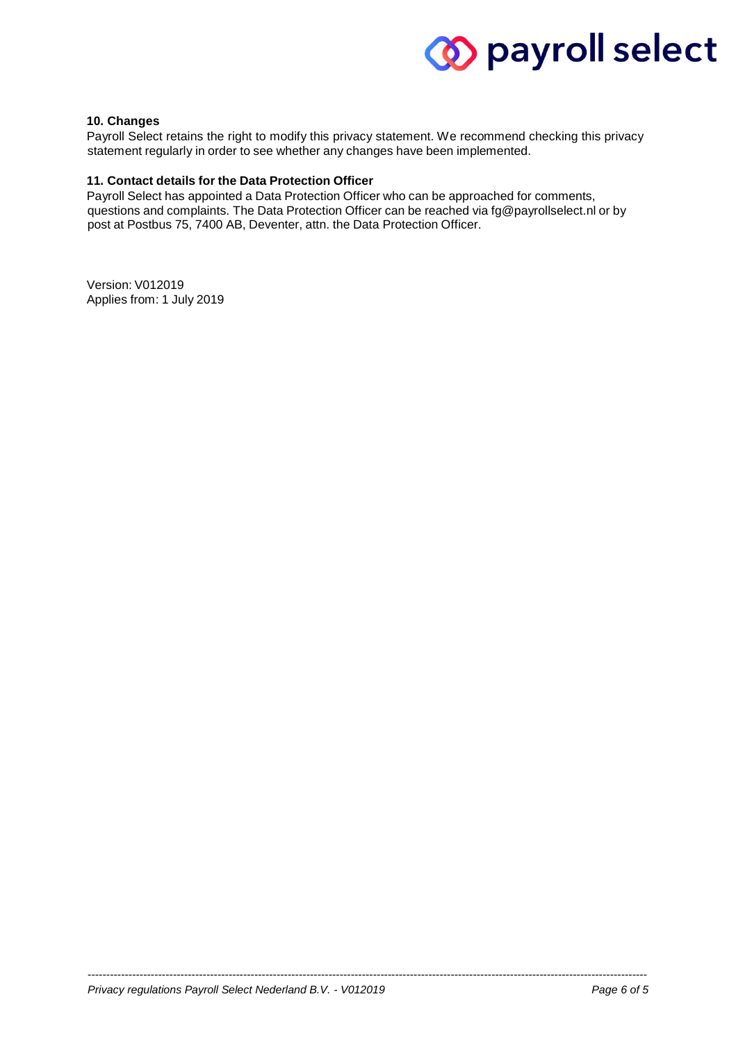### 10. Changes

Payroll Select retains the right to modify this privacy statement. We recommend checking this privacy statement regularly in order to see whether any changes have been implemented.

### 11. Contact details for the Data Protection Officer

Payroll Select has appointed a Data Protection Officer who can be approached for comments, questions and complaints. The Data Protection Officer can be reached via fg@payrollselect.nl or by post at Postbus 75, 7400 AB, Deventer, attn. the Data Protection Officer.

Version: V012019
Applies from: 1 July 2019